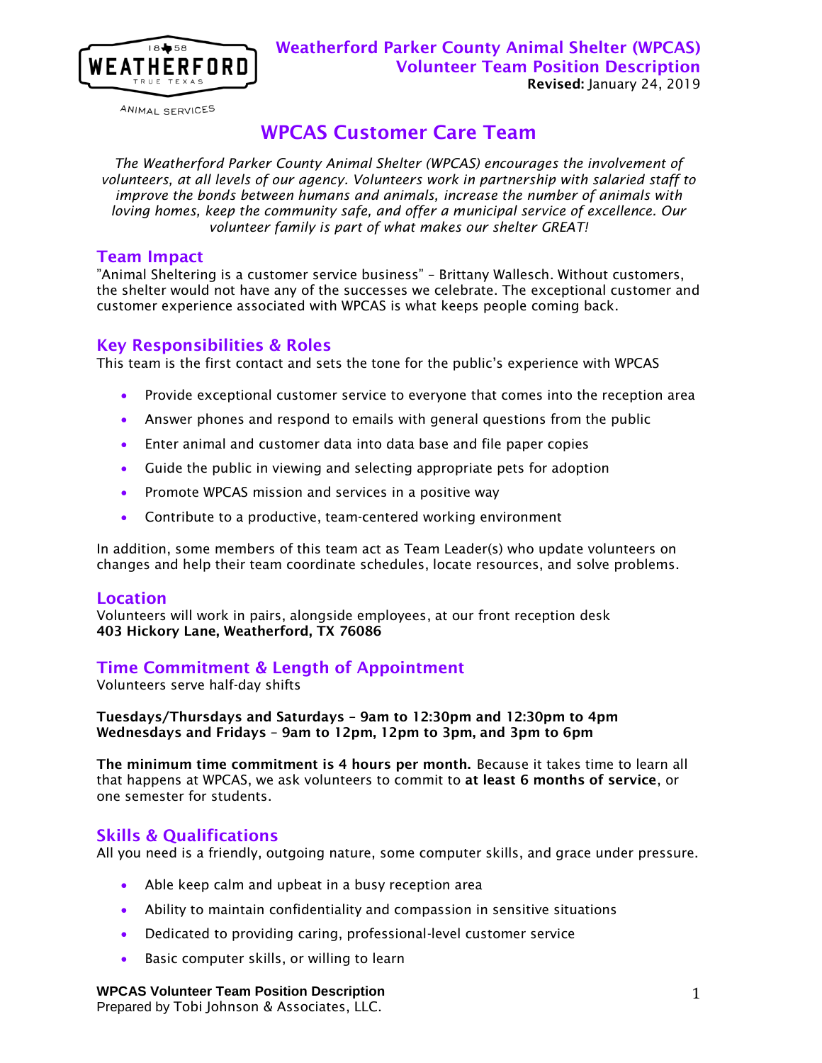ANIMAL SERVICES

**Weatherford Parker County Animal Shelter (WPCAS)**
**Volunteer Team Position Description**
**Revised:** January 24, 2019

# WPCAS Customer Care Team

*The Weatherford Parker County Animal Shelter (WPCAS) encourages the involvement of volunteers, at all levels of our agency. Volunteers work in partnership with salaried staff to improve the bonds between humans and animals, increase the number of animals with loving homes, keep the community safe, and offer a municipal service of excellence. Our volunteer family is part of what makes our shelter GREAT!*

## Team Impact

"Animal Sheltering is a customer service business" – Brittany Wallesch. Without customers, the shelter would not have any of the successes we celebrate. The exceptional customer and customer experience associated with WPCAS is what keeps people coming back.

## Key Responsibilities & Roles

This team is the first contact and sets the tone for the public's experience with WPCAS

- Provide exceptional customer service to everyone that comes into the reception area
- Answer phones and respond to emails with general questions from the public
- Enter animal and customer data into data base and file paper copies
- Guide the public in viewing and selecting appropriate pets for adoption
- Promote WPCAS mission and services in a positive way
- Contribute to a productive, team-centered working environment

In addition, some members of this team act as Team Leader(s) who update volunteers on changes and help their team coordinate schedules, locate resources, and solve problems.

## Location

Volunteers will work in pairs, alongside employees, at our front reception desk
**403 Hickory Lane, Weatherford, TX 76086**

## Time Commitment & Length of Appointment

Volunteers serve half-day shifts

**Tuesdays/Thursdays and Saturdays – 9am to 12:30pm and 12:30pm to 4pm**
**Wednesdays and Fridays – 9am to 12pm, 12pm to 3pm, and 3pm to 6pm**

**The minimum time commitment is 4 hours per month.** Because it takes time to learn all that happens at WPCAS, we ask volunteers to commit to **at least 6 months of service**, or one semester for students.

## Skills & Qualifications

All you need is a friendly, outgoing nature, some computer skills, and grace under pressure.

- Able keep calm and upbeat in a busy reception area
- Ability to maintain confidentiality and compassion in sensitive situations
- Dedicated to providing caring, professional-level customer service
- Basic computer skills, or willing to learn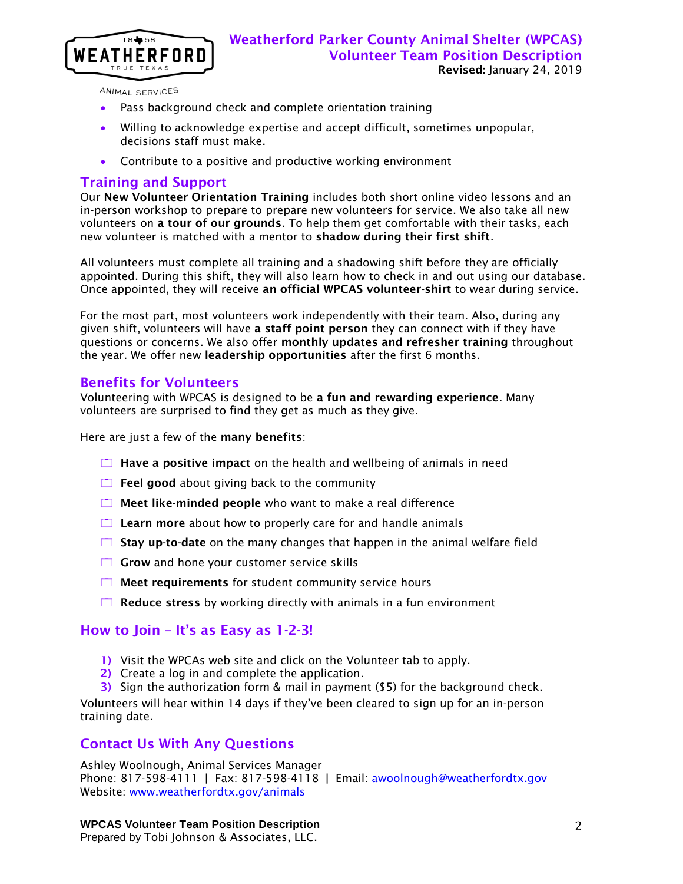- Pass background check and complete orientation training
- Willing to acknowledge expertise and accept difficult, sometimes unpopular, decisions staff must make.
- Contribute to a positive and productive working environment

## Training and Support

Our **New Volunteer Orientation Training** includes both short online video lessons and an in-person workshop to prepare to prepare new volunteers for service. We also take all new volunteers on **a tour of our grounds**. To help them get comfortable with their tasks, each new volunteer is matched with a mentor to **shadow during their first shift**.

All volunteers must complete all training and a shadowing shift before they are officially appointed. During this shift, they will also learn how to check in and out using our database. Once appointed, they will receive **an official WPCAS volunteer-shirt** to wear during service.

For the most part, most volunteers work independently with their team. Also, during any given shift, volunteers will have **a staff point person** they can connect with if they have questions or concerns. We also offer **monthly updates and refresher training** throughout the year. We offer new **leadership opportunities** after the first 6 months.

## Benefits for Volunteers

Volunteering with WPCAS is designed to be **a fun and rewarding experience**. Many volunteers are surprised to find they get as much as they give.

Here are just a few of the **many benefits**:

- **Have a positive impact** on the health and wellbeing of animals in need
- **Feel good** about giving back to the community
- **Meet like-minded people** who want to make a real difference
- **Learn more** about how to properly care for and handle animals
- **Stay up-to-date** on the many changes that happen in the animal welfare field
- **Grow** and hone your customer service skills
- **Meet requirements** for student community service hours
- **Reduce stress** by working directly with animals in a fun environment

## How to Join – It's as Easy as 1-2-3!

1) Visit the WPCAs web site and click on the Volunteer tab to apply.
2) Create a log in and complete the application.
3) Sign the authorization form & mail in payment ($5) for the background check.

Volunteers will hear within 14 days if they've been cleared to sign up for an in-person training date.

## Contact Us With Any Questions

Ashley Woolnough, Animal Services Manager
Phone: 817-598-4111 | Fax: 817-598-4118 | Email: awoolnough@weatherfordtx.gov
Website: www.weatherfordtx.gov/animals

**WPCAS Volunteer Team Position Description**
Prepared by Tobi Johnson & Associates, LLC.